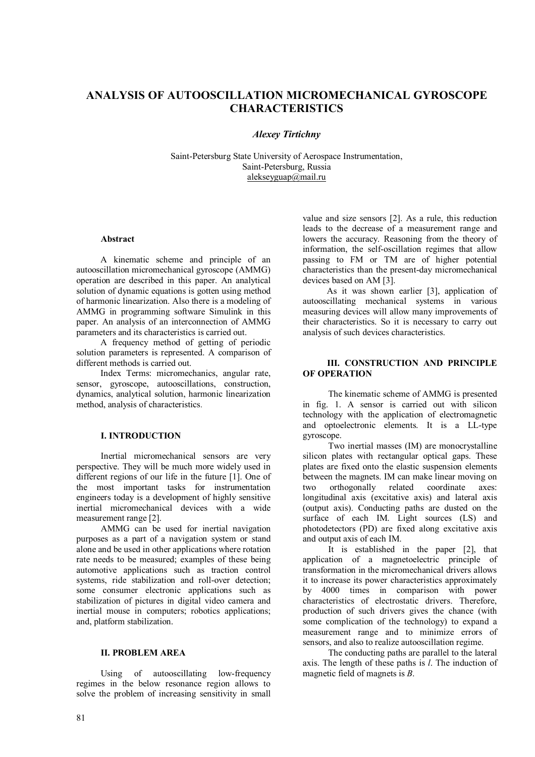# ANALYSIS OF AUTOOSCILLATION MICROMECHANICAL GYROSCOPE CHARACTERISTICS

***Alexey Tirtichny***

Saint-Petersburg State University of Aerospace Instrumentation,
Saint-Petersburg, Russia
alekseyguap@mail.ru

### Abstract

A kinematic scheme and principle of an autooscillation micromechanical gyroscope (AMMG) operation are described in this paper. An analytical solution of dynamic equations is gotten using method of harmonic linearization. Also there is a modeling of AMMG in programming software Simulink in this paper. An analysis of an interconnection of AMMG parameters and its characteristics is carried out.

A frequency method of getting of periodic solution parameters is represented. A comparison of different methods is carried out.

Index Terms: micromechanics, angular rate, sensor, gyroscope, autooscillations, construction, dynamics, analytical solution, harmonic linearization method, analysis of characteristics.

## I. INTRODUCTION

Inertial micromechanical sensors are very perspective. They will be much more widely used in different regions of our life in the future [1]. One of the most important tasks for instrumentation engineers today is a development of highly sensitive inertial micromechanical devices with a wide measurement range [2].

AMMG can be used for inertial navigation purposes as a part of a navigation system or stand alone and be used in other applications where rotation rate needs to be measured; examples of these being automotive applications such as traction control systems, ride stabilization and roll-over detection; some consumer electronic applications such as stabilization of pictures in digital video camera and inertial mouse in computers; robotics applications; and, platform stabilization.

## II. PROBLEM AREA

Using of autooscillating low-frequency regimes in the below resonance region allows to solve the problem of increasing sensitivity in small value and size sensors [2]. As a rule, this reduction leads to the decrease of a measurement range and lowers the accuracy. Reasoning from the theory of information, the self-oscillation regimes that allow passing to FM or TM are of higher potential characteristics than the present-day micromechanical devices based on AM [3].

As it was shown earlier [3], application of autooscillating mechanical systems in various measuring devices will allow many improvements of their characteristics. So it is necessary to carry out analysis of such devices characteristics.

## III. CONSTRUCTION AND PRINCIPLE OF OPERATION

The kinematic scheme of AMMG is presented in fig. 1. A sensor is carried out with silicon technology with the application of electromagnetic and optoelectronic elements. It is a LL-type gyroscope.

Two inertial masses (IM) are monocrystalline silicon plates with rectangular optical gaps. These plates are fixed onto the elastic suspension elements between the magnets. IM can make linear moving on two orthogonally related coordinate axes: longitudinal axis (excitative axis) and lateral axis (output axis). Conducting paths are dusted on the surface of each IM. Light sources (LS) and photodetectors (PD) are fixed along excitative axis and output axis of each IM.

It is established in the paper [2], that application of a magnetoelectric principle of transformation in the micromechanical drivers allows it to increase its power characteristics approximately by 4000 times in comparison with power characteristics of electrostatic drivers. Therefore, production of such drivers gives the chance (with some complication of the technology) to expand a measurement range and to minimize errors of sensors, and also to realize autooscillation regime.

The conducting paths are parallel to the lateral axis. The length of these paths is $l$. The induction of magnetic field of magnets is $B$.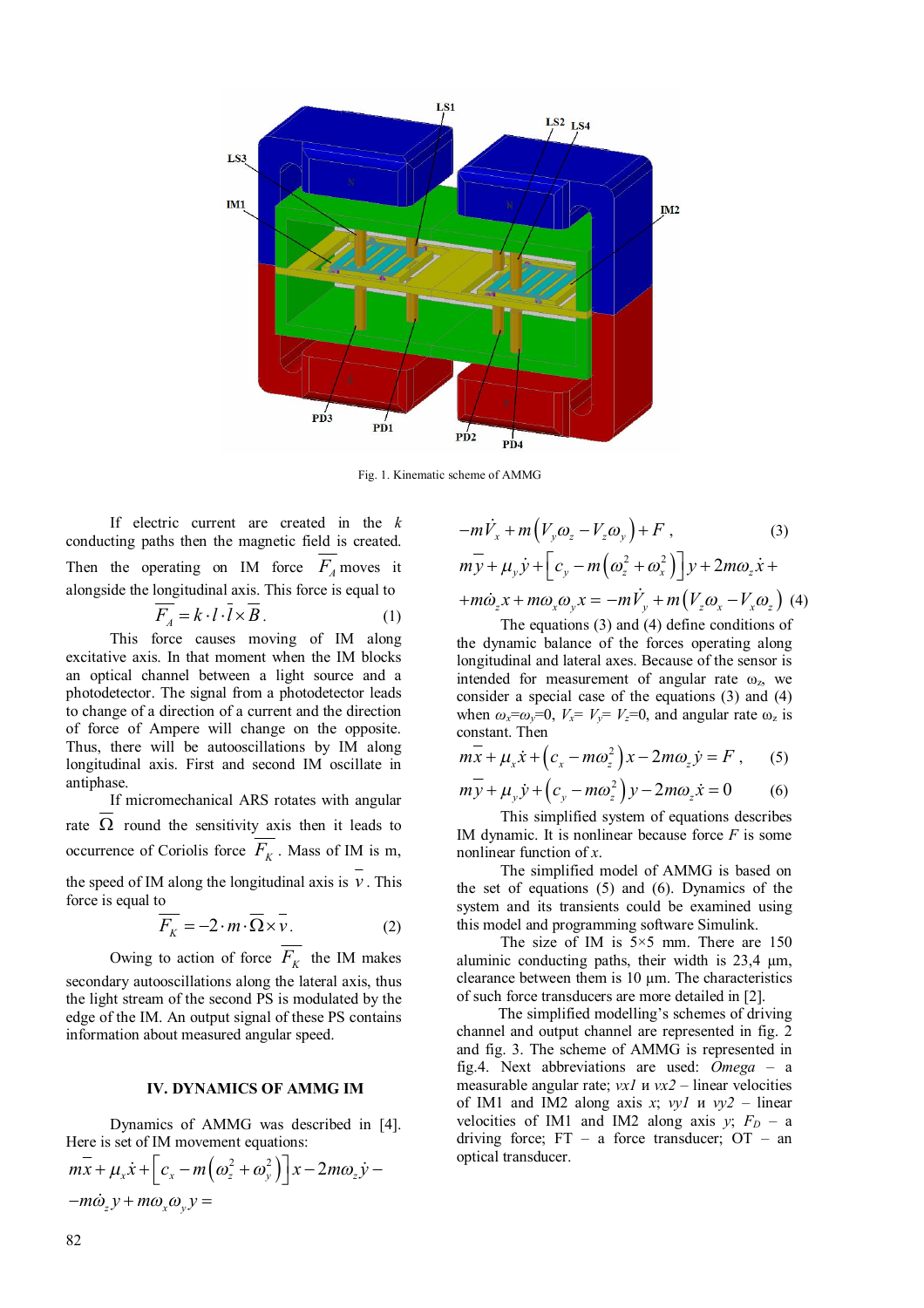LS1

LS2 LS4

LS3

IM1

IM2

PD3

PD1

PD2

PD4

Fig. 1. Kinematic scheme of AMMG

If electric current are created in the $k$ conducting paths then the magnetic field is created. Then the operating on IM force $\overline{F_A}$ moves it alongside the longitudinal axis. This force is equal to

$$\overline{F_A} = k \cdot l \cdot \bar{l} \times \overline{B}. \quad (1)$$

This force causes moving of IM along excitative axis. In that moment when the IM blocks an optical channel between a light source and a photodetector. The signal from a photodetector leads to change of a direction of a current and the direction of force of Ampere will change on the opposite. Thus, there will be autooscillations by IM along longitudinal axis. First and second IM oscillate in antiphase.

If micromechanical ARS rotates with angular rate $\Omega$ round the sensitivity axis then it leads to occurrence of Coriolis force $\overline{F_K}$. Mass of IM is m, the speed of IM along the longitudinal axis is $\bar{v}$. This force is equal to

$$\overline{F_K} = -2 \cdot m \cdot \overline{\Omega} \times \bar{v}. \quad (2)$$

Owing to action of force $\overline{F_K}$ the IM makes secondary autooscillations along the lateral axis, thus the light stream of the second PS is modulated by the edge of the IM. An output signal of these PS contains information about measured angular speed.

## IV. DYNAMICS OF AMMG IM

Dynamics of AMMG was described in [4]. Here is set of IM movement equations:

$$m\ddot{x} + \mu_x \dot{x} + \left[c_x - m\left(\omega_z^2 + \omega_y^2\right)\right]x - 2m\omega_z \dot{y} -$$
$$-m\dot{\omega}_z y + m\omega_x \omega_y y =$$
$$-m\dot{V}_x + m\left(V_y \omega_z - V_z \omega_y\right) + F, \quad (3)$$

$$m\ddot{y} + \mu_y \dot{y} + \left[c_y - m\left(\omega_z^2 + \omega_x^2\right)\right]y + 2m\omega_z \dot{x} +$$
$$+m\dot{\omega}_z x + m\omega_x \omega_y x = -m\dot{V}_y + m\left(V_z \omega_x - V_x \omega_z\right) \quad (4)$$

The equations (3) and (4) define conditions of the dynamic balance of the forces operating along the longitudinal and lateral axes. Because of the sensor is intended for measurement of angular rate $\omega_z$, we consider a special case of the equations (3) and (4) when $\omega_x = \omega_y = 0$, $V_x = V_y = V_z = 0$, and angular rate $\omega_z$ is constant. Then

$$m\ddot{x} + \mu_x \dot{x} + \left(c_x - m\omega_z^2\right)x - 2m\omega_z \dot{y} = F, \quad (5)$$

$$m\ddot{y} + \mu_y \dot{y} + \left(c_y - m\omega_z^2\right)y - 2m\omega_z \dot{x} = 0 \quad (6)$$

This simplified system of equations describes IM dynamic. It is nonlinear because force $F$ is some nonlinear function of $x$.

The simplified model of AMMG is based on the set of equations (5) and (6). Dynamics of the system and its transients could be examined using this model and programming software Simulink.

The size of IM is 5×5 mm. There are 150 aluminic conducting paths, their width is 23,4 μm, clearance between them is 10 μm. The characteristics of such force transducers are more detailed in [2].

The simplified modelling's schemes of driving channel and output channel are represented in fig. 2 and fig. 3. The scheme of AMMG is represented in fig.4. Next abbreviations are used: *Omega* – a measurable angular rate; *vx1* и *vx2* – linear velocities of IM1 and IM2 along axis *x*; *vy1* и *vy2* – linear velocities of IM1 and IM2 along axis *y*; $F_D$ – a driving force; FT – a force transducer; OT – an optical transducer.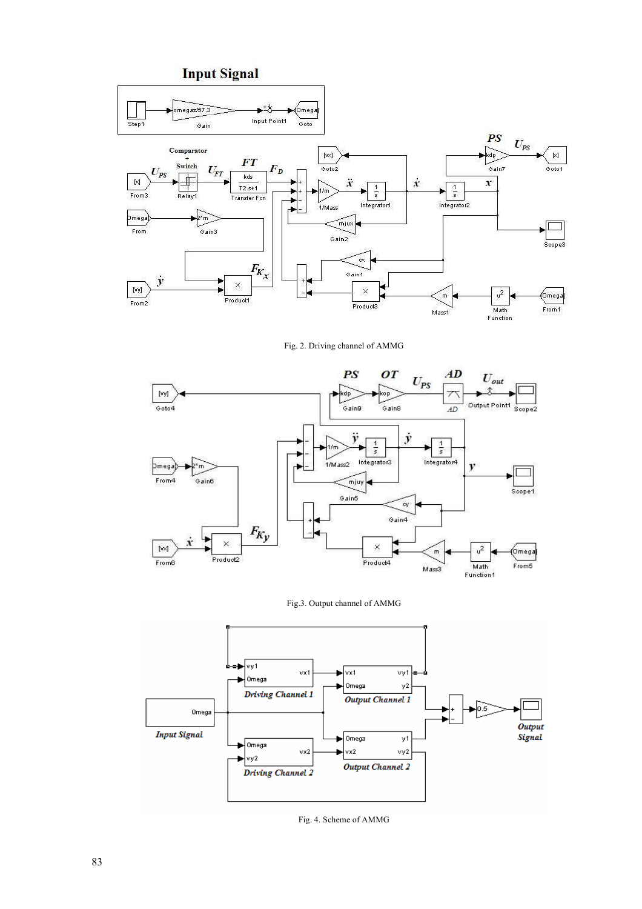**Input Signal**

Step1

omegaz/57.3

Gain

Input Point1

Omega

Goto

Comparator + Switch

$U_{PS}$

$U_{FT}$

$FT$

$F_D$

$PS$

$U_{PS}$

[x]

From3

Relay1

kds

T2.s+1

Transfer Fcn

[vx]

Goto2

$\ddot{x}$

$\dot{x}$

$x$

1/m

1/Mass

1/s

Integrator1

1/s

Integrator2

kdp

Gain7

[x]

Goto1

Omega

From

2*m

Gain3

mjux

Gain2

Scope3

$F_{K_x}$

$\dot{y}$

[vy]

From2

Product1

cx

Gain1

Product3

m

Mass1

$u^2$

Math Function

Omega

From1

Fig. 2. Driving channel of AMMG

$PS$

$OT$

$U_{PS}$

$AD$

$U_{out}$

[vy]

Goto4

kdp

Gain9

kop

Gain8

AD

Output Point1

Scope2

$\ddot{y}$

$\dot{y}$

$y$

1/m

1/Mass2

1/s

Integrator3

1/s

Integrator4

Omega

From4

2*m

Gain6

mjuy

Gain5

Scope1

cy

Gain4

$F_{K_y}$

$\dot{x}$

[vx]

From6

Product2

Product4

m

Mass3

$u^2$

Math Function1

Omega

From5

Fig.3. Output channel of AMMG

vy1

Omega

vx1

*Driving Channel 1*

vx1

Omega

vy1

y2

*Output Channel 1*

Omega

*Input Signal*

Omega

vy2

vx2

*Driving Channel 2*

Omega

vx2

y1

vy2

*Output Channel 2*

0.5

*Output Signal*

Fig. 4. Scheme of AMMG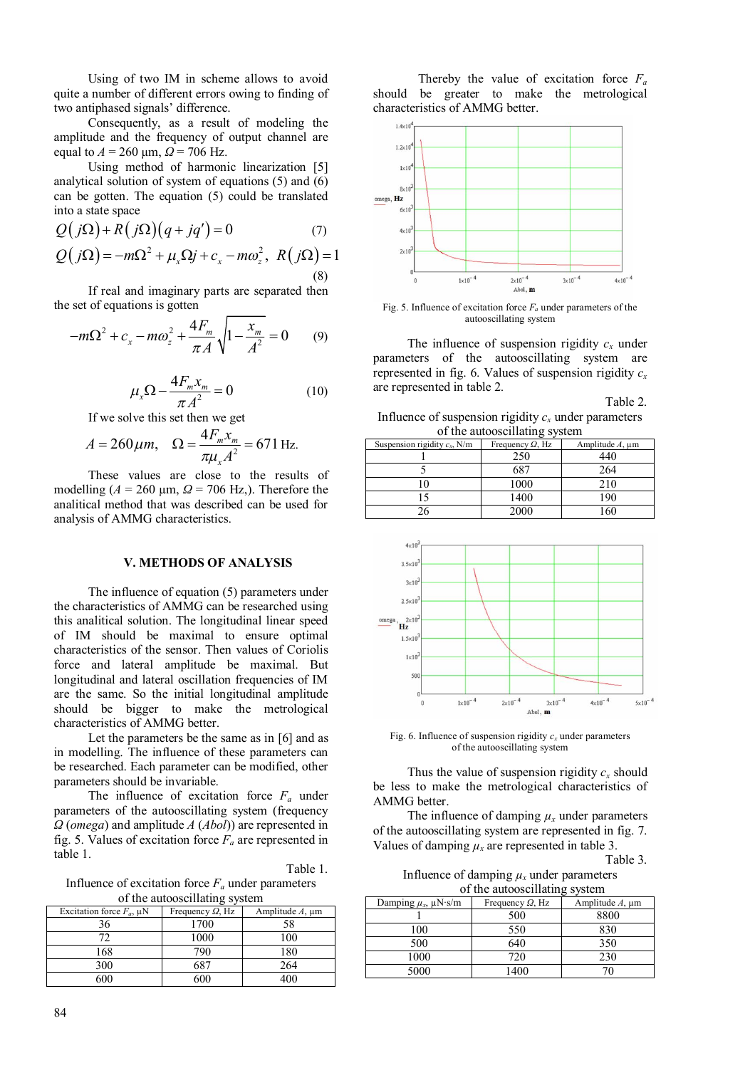Using of two IM in scheme allows to avoid quite a number of different errors owing to finding of two antiphased signals' difference.

Consequently, as a result of modeling the amplitude and the frequency of output channel are equal to $A$ = 260 μm, $\Omega$ = 706 Hz.

Using method of harmonic linearization [5] analytical solution of system of equations (5) and (6) can be gotten. The equation (5) could be translated into a state space

$$Q(j\Omega)+R(j\Omega)(q+jq')=0 \quad (7)$$

$$Q(j\Omega)=-m\Omega^2+\mu_x\Omega j+c_x-m\omega_z^2,\ R(j\Omega)=1 \quad (8)$$

If real and imaginary parts are separated then the set of equations is gotten

$$-m\Omega^2+c_x-m\omega_z^2+\frac{4F_m}{\pi A}\sqrt{1-\frac{x_m}{A^2}}=0 \quad (9)$$

$$\mu_x\Omega-\frac{4F_m x_m}{\pi A^2}=0 \quad (10)$$

If we solve this set then we get

$$A=260\mu m,\quad \Omega=\frac{4F_m x_m}{\pi\mu_x A^2}=671\text{ Hz.}$$

These values are close to the results of modelling ($A$ = 260 μm, $\Omega$ = 706 Hz,). Therefore the analitical method that was described can be used for analysis of AMMG characteristics.

## V. METHODS OF ANALYSIS

The influence of equation (5) parameters under the characteristics of AMMG can be researched using this analitical solution. The longitudinal linear speed of IM should be maximal to ensure optimal characteristics of the sensor. Then values of Coriolis force and lateral amplitude be maximal. But longitudinal and lateral oscillation frequencies of IM are the same. So the initial longitudinal amplitude should be bigger to make the metrological characteristics of AMMG better.

Let the parameters be the same as in [6] and as in modelling. The influence of these parameters can be researched. Each parameter can be modified, other parameters should be invariable.

The influence of excitation force $F_a$ under parameters of the autooscillating system (frequency $\Omega$ (*omega*) and amplitude $A$ (*Abol*)) are represented in fig. 5. Values of excitation force $F_a$ are represented in table 1.

Table 1.
Influence of excitation force $F_a$ under parameters of the autooscillating system

| Excitation force $F_a$, μN | Frequency $\Omega$, Hz | Amplitude $A$, μm |
|---|---|---|
| 36 | 1700 | 58 |
| 72 | 1000 | 100 |
| 168 | 790 | 180 |
| 300 | 687 | 264 |
| 600 | 600 | 400 |

Thereby the value of excitation force $F_a$ should be greater to make the metrological characteristics of AMMG better.

Fig. 5. Influence of excitation force $F_a$ under parameters of the autooscillating system

The influence of suspension rigidity $c_x$ under parameters of the autooscillating system are represented in fig. 6. Values of suspension rigidity $c_x$ are represented in table 2.

Table 2.
Influence of suspension rigidity $c_x$ under parameters of the autooscillating system

| Suspension rigidity $c_x$, N/m | Frequency $\Omega$, Hz | Amplitude $A$, μm |
|---|---|---|
| 1 | 250 | 440 |
| 5 | 687 | 264 |
| 10 | 1000 | 210 |
| 15 | 1400 | 190 |
| 26 | 2000 | 160 |

Fig. 6. Influence of suspension rigidity $c_x$ under parameters of the autooscillating system

Thus the value of suspension rigidity $c_x$ should be less to make the metrological characteristics of AMMG better.

The influence of damping $\mu_x$ under parameters of the autooscillating system are represented in fig. 7. Values of damping $\mu_x$ are represented in table 3.

Table 3.
Influence of damping $\mu_x$ under parameters of the autooscillating system

| Damping $\mu_x$, μN·s/m | Frequency $\Omega$, Hz | Amplitude $A$, μm |
|---|---|---|
| 1 | 500 | 8800 |
| 100 | 550 | 830 |
| 500 | 640 | 350 |
| 1000 | 720 | 230 |
| 5000 | 1400 | 70 |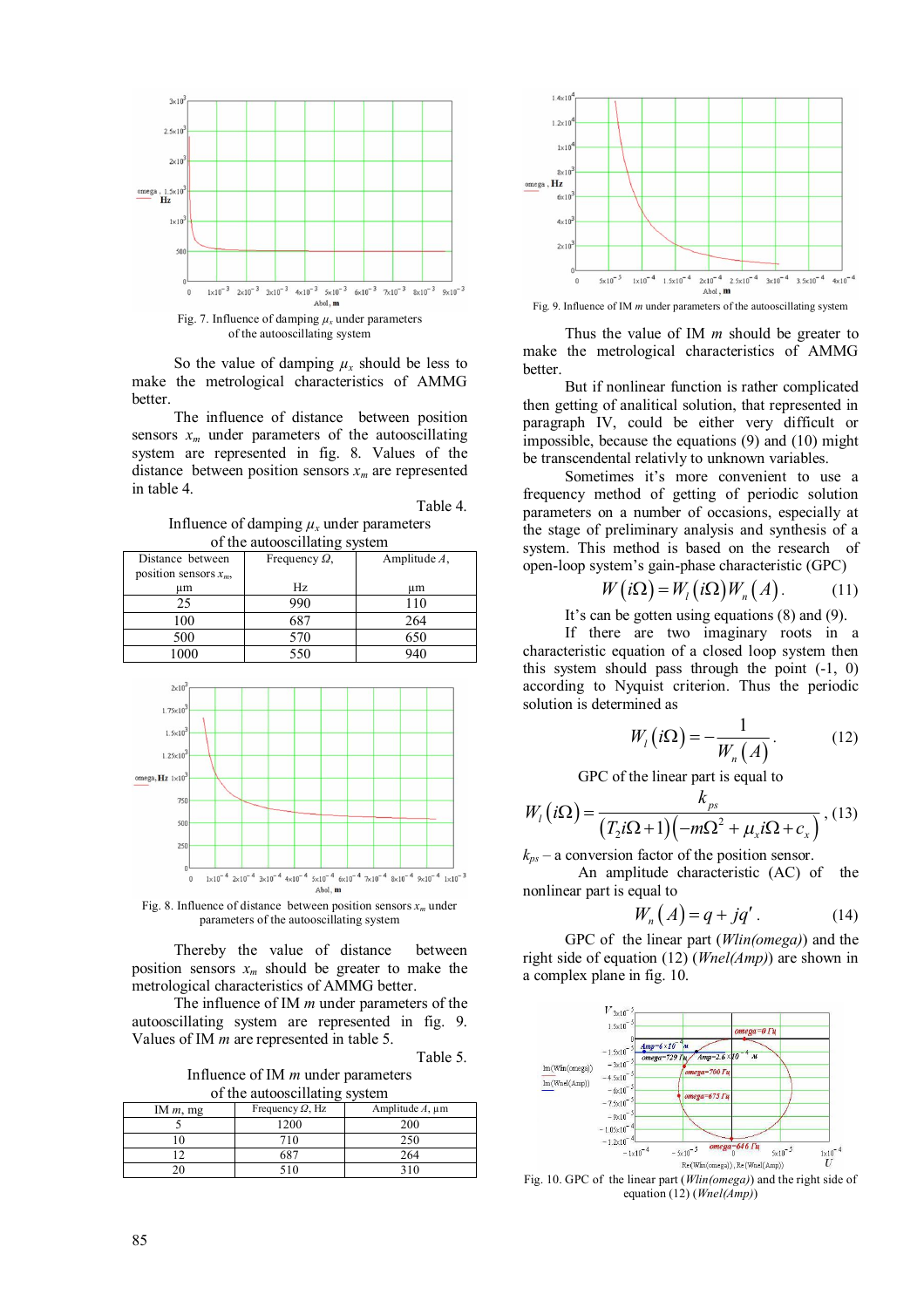3x10^3
2.5x10^3
2x10^3
omega , 1.5x10^3
Hz
1x10^3
500
0
0 1x10^-3 2x10^-3 3x10^-3 4x10^-3 5x10^-3 6x10^-3 7x10^-3 8x10^-3 9x10^-3
Abol, m

Fig. 7. Influence of damping $\mu_x$ under parameters of the autooscillating system

So the value of damping $\mu_x$ should be less to make the metrological characteristics of AMMG better.

The influence of distance between position sensors $x_m$ under parameters of the autooscillating system are represented in fig. 8. Values of the distance between position sensors $x_m$ are represented in table 4.

Table 4.

Influence of damping $\mu_x$ under parameters of the autooscillating system

| Distance between position sensors $x_m$, μm | Frequency $\Omega$, Hz | Amplitude $A$, μm |
|---|---|---|
| 25 | 990 | 110 |
| 100 | 687 | 264 |
| 500 | 570 | 650 |
| 1000 | 550 | 940 |

2x10^3
1.75x10^3
1.5x10^3
1.25x10^3
omega, Hz 1x10^3
750
500
250
0
0 1x10^-4 2x10^-4 3x10^-4 4x10^-4 5x10^-4 6x10^-4 7x10^-4 8x10^-4 9x10^-4 1x10^-3
Abol, m

Fig. 8. Influence of distance between position sensors $x_m$ under parameters of the autooscillating system

Thereby the value of distance between position sensors $x_m$ should be greater to make the metrological characteristics of AMMG better.

The influence of IM $m$ under parameters of the autooscillating system are represented in fig. 9. Values of IM $m$ are represented in table 5.

Table 5.

Influence of IM $m$ under parameters of the autooscillating system

| IM $m$, mg | Frequency $\Omega$, Hz | Amplitude $A$, μm |
|---|---|---|
| 5 | 1200 | 200 |
| 10 | 710 | 250 |
| 12 | 687 | 264 |
| 20 | 510 | 310 |

1.4x10^4
1.2x10^4
1x10^4
8x10^3
omega , Hz
6x10^3
4x10^3
2x10^3
0
0 5x10^-5 1x10^-4 1.5x10^-4 2x10^-4 2.5x10^-4 3x10^-4 3.5x10^-4 4x10^-4
Abol , m

Fig. 9. Influence of IM $m$ under parameters of the autooscillating system

Thus the value of IM $m$ should be greater to make the metrological characteristics of AMMG better.

But if nonlinear function is rather complicated then getting of analitical solution, that represented in paragraph IV, could be either very difficult or impossible, because the equations (9) and (10) might be transcendental relativly to unknown variables.

Sometimes it's more convenient to use a frequency method of getting of periodic solution parameters on a number of occasions, especially at the stage of preliminary analysis and synthesis of a system. This method is based on the research of open-loop system's gain-phase characteristic (GPC)

$$W(i\Omega) = W_l(i\Omega)W_n(A). \qquad (11)$$

It's can be gotten using equations (8) and (9).

If there are two imaginary roots in a characteristic equation of a closed loop system then this system should pass through the point (-1, 0) according to Nyquist criterion. Thus the periodic solution is determined as

$$W_l(i\Omega) = -\frac{1}{W_n(A)}. \qquad (12)$$

GPC of the linear part is equal to

$$W_l(i\Omega) = \frac{k_{ps}}{(T_2 i\Omega + 1)(-m\Omega^2 + \mu_x i\Omega + c_x)}, \qquad (13)$$

$k_{ps}$ – a conversion factor of the position sensor.

An amplitude characteristic (AC) of the nonlinear part is equal to

$$W_n(A) = q + jq'. \qquad (14)$$

GPC of the linear part (*Wlin(omega)*) and the right side of equation (12) (*Wnel(Amp)*) are shown in a complex plane in fig. 10.

V 3x10^-5
1.5x10^-5
0
-1.5x10^-5
-3x10^-5
-4.5x10^-5
-6x10^-5
-7.5x10^-5
-9x10^-5
-1.05x10^-4
-1.2x10^-4
Im(Wlin(omega))
Im(Wnel(Amp))
omega=0 Гц
Amp=6 x10^-4 м
omega=729 Гц
Amp=2.6 x10^-4 м
omega=700 Гц
omega=675 Гц
omega=646 Гц
-1x10^-4 -5x10^-5 0 5x10^-5 1x10^-4
Re(Wlin(omega)), Re(Wnel(Amp))
U

Fig. 10. GPC of the linear part (*Wlin(omega)*) and the right side of equation (12) (*Wnel(Amp)*)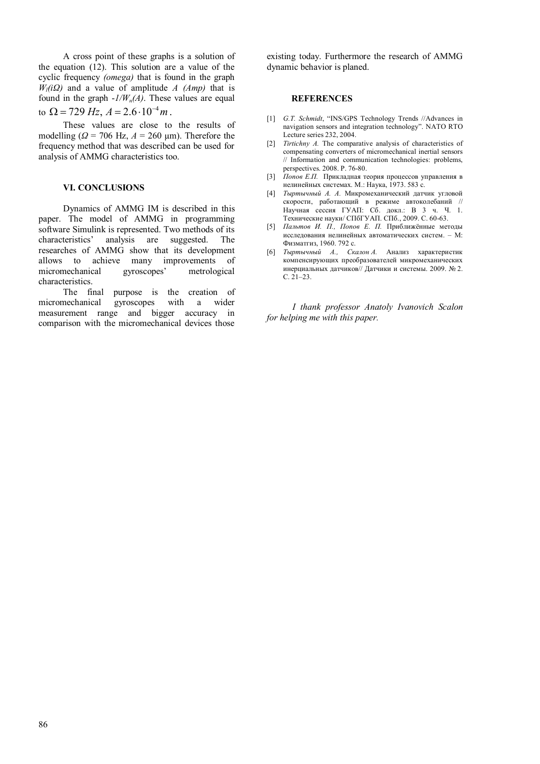A cross point of these graphs is a solution of the equation (12). This solution are a value of the cyclic frequency *(omega)* that is found in the graph $W_l(i\Omega)$ and a value of amplitude *A (Amp)* that is found in the graph $-1/W_н(A)$. These values are equal to $\Omega = 729\ Hz,\ A = 2.6 \cdot 10^{-4} m$.

These values are close to the results of modelling ($\Omega$ = 706 Hz, $A$ = 260 μm). Therefore the frequency method that was described can be used for analysis of AMMG characteristics too.

### VI. CONCLUSIONS

Dynamics of AMMG IM is described in this paper. The model of AMMG in programming software Simulink is represented. Two methods of its characteristics' analysis are suggested. The researches of AMMG show that its development allows to achieve many improvements of micromechanical gyroscopes' metrological characteristics.

The final purpose is the creation of micromechanical gyroscopes with a wider measurement range and bigger accuracy in comparison with the micromechanical devices those existing today. Furthermore the research of AMMG dynamic behavior is planed.

### REFERENCES

[1] *G.T. Schmidt*, "INS/GPS Technology Trends //Advances in navigation sensors and integration technology". NATO RTO Lecture series 232, 2004.

[2] *Tirtichny A.* The comparative analysis of characteristics of compensating converters of micromechanical inertial sensors // Information and communication technologies: problems, perspectives. 2008. P. 76-80.

[3] *Попов Е.П.* Прикладная теория процессов управления в нелинейных системах. М.: Наука, 1973. 583 с.

[4] *Тыртычный А. А.* Микромеханический датчик угловой скорости, работающий в режиме автоколебаний // Научная сессия ГУАП: Сб. докл.: В 3 ч. Ч. 1. Технические науки/ СПбГУАП. СПб., 2009. С. 60-63.

[5] *Пальтов И. П., Попов Е. П.* Приближённые методы исследования нелинейных автоматических систем. – М: Физматгиз, 1960. 792 с.

[6] *Тыртычный А., Скалон А.* Анализ характеристик компенсирующих преобразователей микромеханических инерциальных датчиков// Датчики и системы. 2009. № 2. С. 21–23.

*I thank professor Anatoly Ivanovich Scalon for helping me with this paper.*